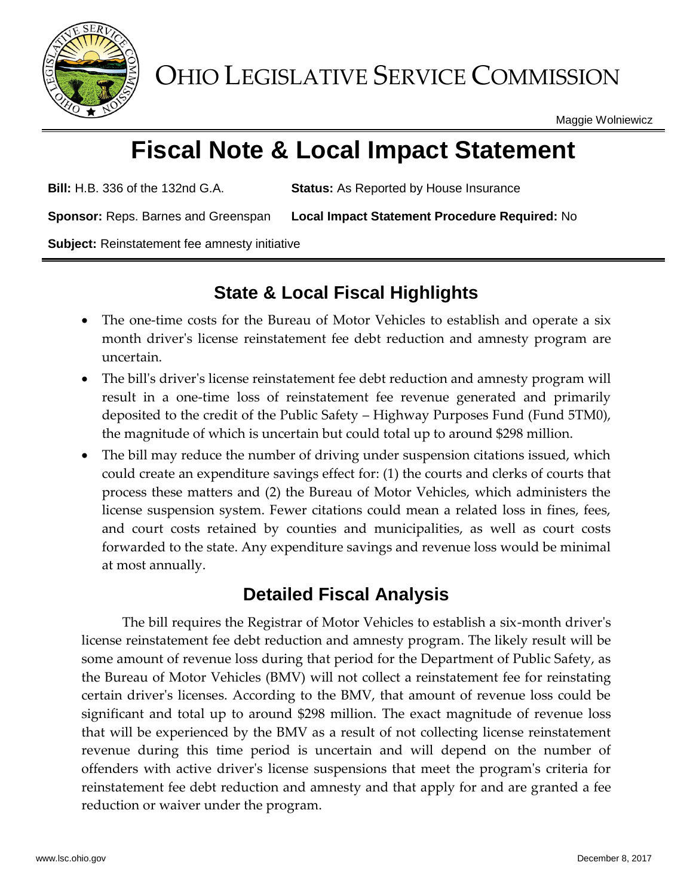# OHIO LEGISLATIVE SERVICE COMMISSION

Maggie Wolniewicz

# Fiscal Note & Local Impact Statement

**Bill:** H.B. 336 of the 132nd G.A. **Status:** As Reported by House Insurance

**Sponsor:** Reps. Barnes and Greenspan **Local Impact Statement Procedure Required:** No

**Subject:** Reinstatement fee amnesty initiative

## State & Local Fiscal Highlights

- The one-time costs for the Bureau of Motor Vehicles to establish and operate a six month driver's license reinstatement fee debt reduction and amnesty program are uncertain.
- The bill's driver's license reinstatement fee debt reduction and amnesty program will result in a one-time loss of reinstatement fee revenue generated and primarily deposited to the credit of the Public Safety – Highway Purposes Fund (Fund 5TM0), the magnitude of which is uncertain but could total up to around $298 million.
- The bill may reduce the number of driving under suspension citations issued, which could create an expenditure savings effect for: (1) the courts and clerks of courts that process these matters and (2) the Bureau of Motor Vehicles, which administers the license suspension system. Fewer citations could mean a related loss in fines, fees, and court costs retained by counties and municipalities, as well as court costs forwarded to the state. Any expenditure savings and revenue loss would be minimal at most annually.

## Detailed Fiscal Analysis

The bill requires the Registrar of Motor Vehicles to establish a six-month driver's license reinstatement fee debt reduction and amnesty program. The likely result will be some amount of revenue loss during that period for the Department of Public Safety, as the Bureau of Motor Vehicles (BMV) will not collect a reinstatement fee for reinstating certain driver's licenses. According to the BMV, that amount of revenue loss could be significant and total up to around $298 million. The exact magnitude of revenue loss that will be experienced by the BMV as a result of not collecting license reinstatement revenue during this time period is uncertain and will depend on the number of offenders with active driver's license suspensions that meet the program's criteria for reinstatement fee debt reduction and amnesty and that apply for and are granted a fee reduction or waiver under the program.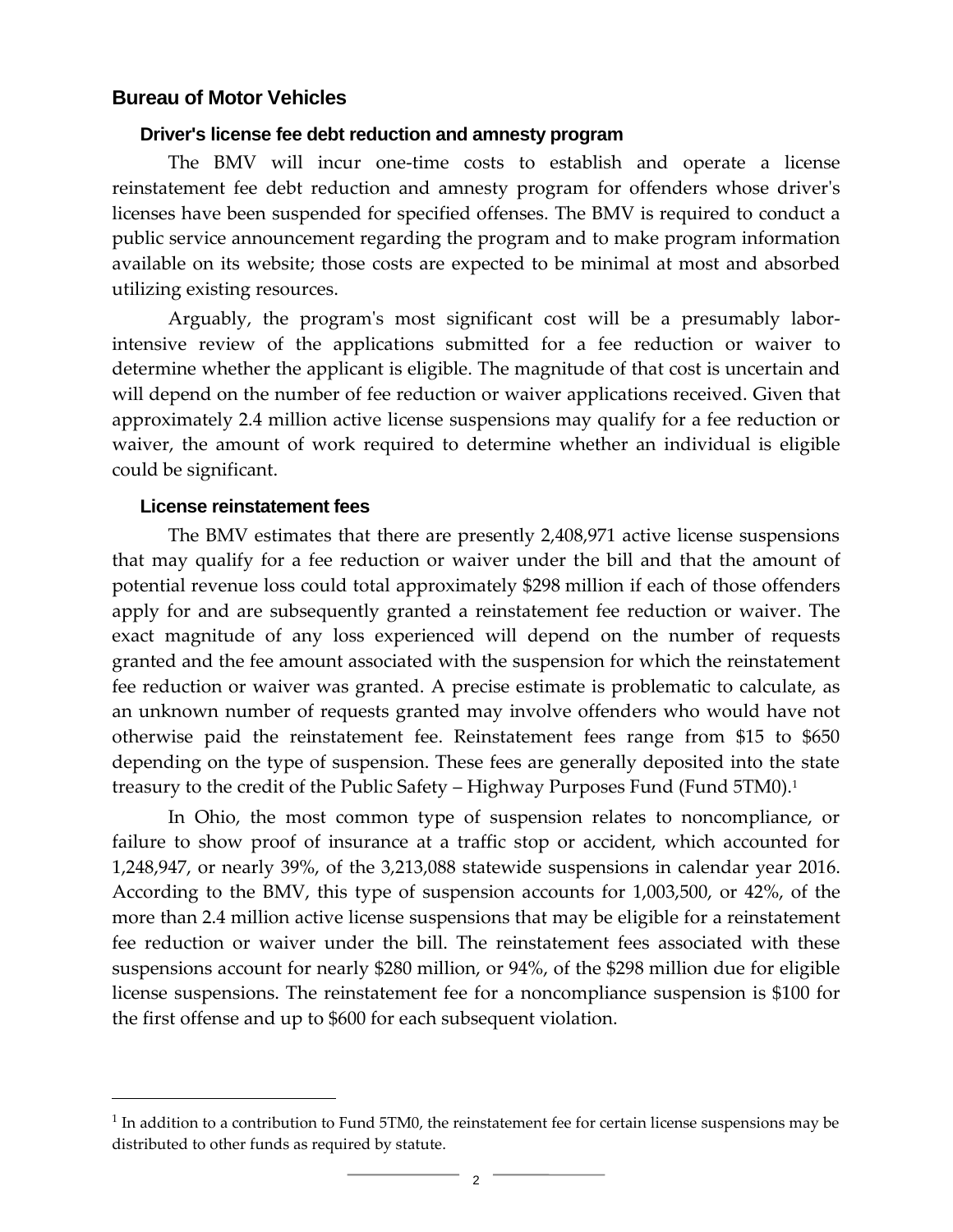## Bureau of Motor Vehicles

### Driver's license fee debt reduction and amnesty program

The BMV will incur one-time costs to establish and operate a license reinstatement fee debt reduction and amnesty program for offenders whose driver's licenses have been suspended for specified offenses. The BMV is required to conduct a public service announcement regarding the program and to make program information available on its website; those costs are expected to be minimal at most and absorbed utilizing existing resources.

Arguably, the program's most significant cost will be a presumably labor-intensive review of the applications submitted for a fee reduction or waiver to determine whether the applicant is eligible. The magnitude of that cost is uncertain and will depend on the number of fee reduction or waiver applications received. Given that approximately 2.4 million active license suspensions may qualify for a fee reduction or waiver, the amount of work required to determine whether an individual is eligible could be significant.

### License reinstatement fees

The BMV estimates that there are presently 2,408,971 active license suspensions that may qualify for a fee reduction or waiver under the bill and that the amount of potential revenue loss could total approximately $298 million if each of those offenders apply for and are subsequently granted a reinstatement fee reduction or waiver. The exact magnitude of any loss experienced will depend on the number of requests granted and the fee amount associated with the suspension for which the reinstatement fee reduction or waiver was granted. A precise estimate is problematic to calculate, as an unknown number of requests granted may involve offenders who would have not otherwise paid the reinstatement fee. Reinstatement fees range from $15 to $650 depending on the type of suspension. These fees are generally deposited into the state treasury to the credit of the Public Safety – Highway Purposes Fund (Fund 5TM0).[1]

In Ohio, the most common type of suspension relates to noncompliance, or failure to show proof of insurance at a traffic stop or accident, which accounted for 1,248,947, or nearly 39%, of the 3,213,088 statewide suspensions in calendar year 2016. According to the BMV, this type of suspension accounts for 1,003,500, or 42%, of the more than 2.4 million active license suspensions that may be eligible for a reinstatement fee reduction or waiver under the bill. The reinstatement fees associated with these suspensions account for nearly $280 million, or 94%, of the $298 million due for eligible license suspensions. The reinstatement fee for a noncompliance suspension is $100 for the first offense and up to $600 for each subsequent violation.

---

[1] In addition to a contribution to Fund 5TM0, the reinstatement fee for certain license suspensions may be distributed to other funds as required by statute.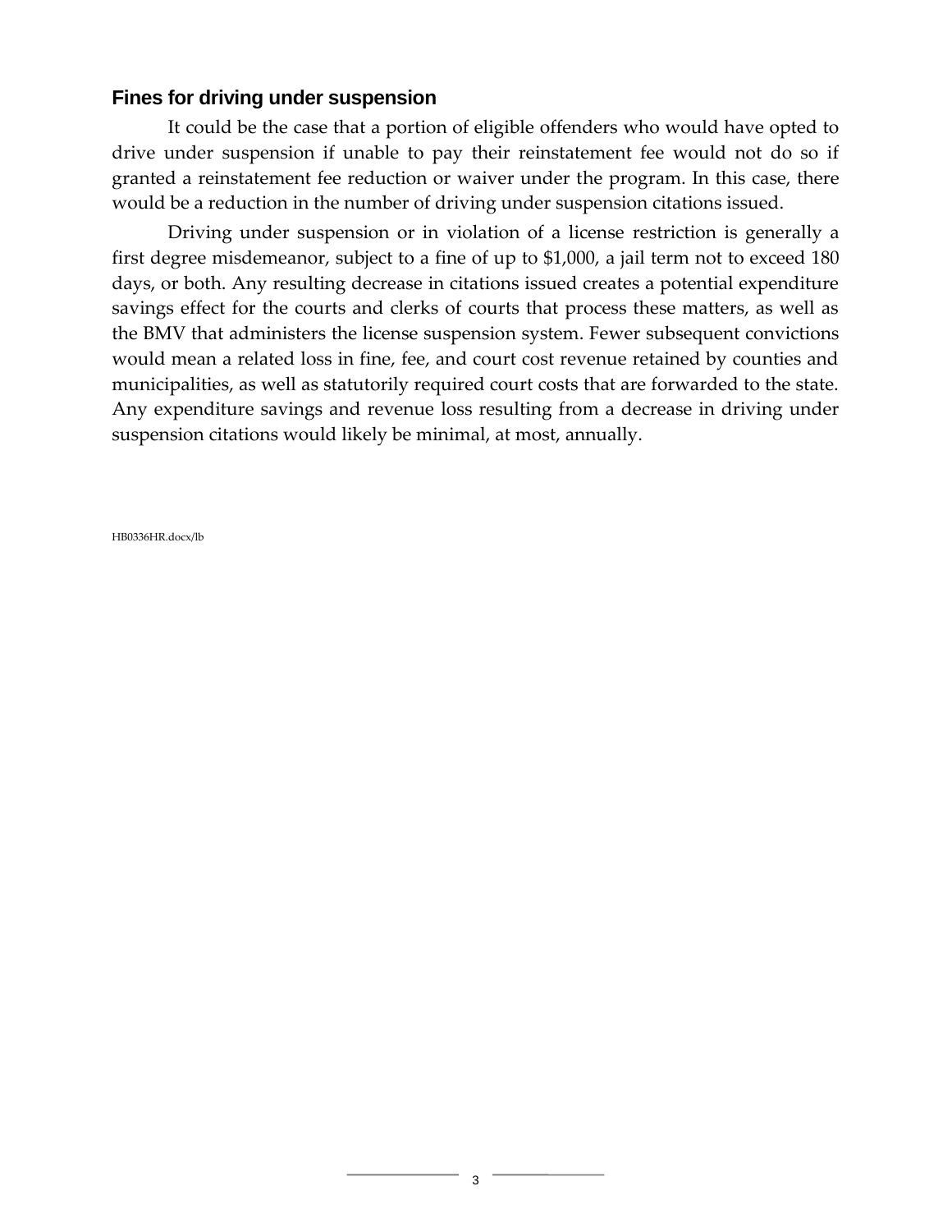## Fines for driving under suspension

It could be the case that a portion of eligible offenders who would have opted to drive under suspension if unable to pay their reinstatement fee would not do so if granted a reinstatement fee reduction or waiver under the program. In this case, there would be a reduction in the number of driving under suspension citations issued.

Driving under suspension or in violation of a license restriction is generally a first degree misdemeanor, subject to a fine of up to $1,000, a jail term not to exceed 180 days, or both. Any resulting decrease in citations issued creates a potential expenditure savings effect for the courts and clerks of courts that process these matters, as well as the BMV that administers the license suspension system. Fewer subsequent convictions would mean a related loss in fine, fee, and court cost revenue retained by counties and municipalities, as well as statutorily required court costs that are forwarded to the state. Any expenditure savings and revenue loss resulting from a decrease in driving under suspension citations would likely be minimal, at most, annually.

HB0336HR.docx/lb